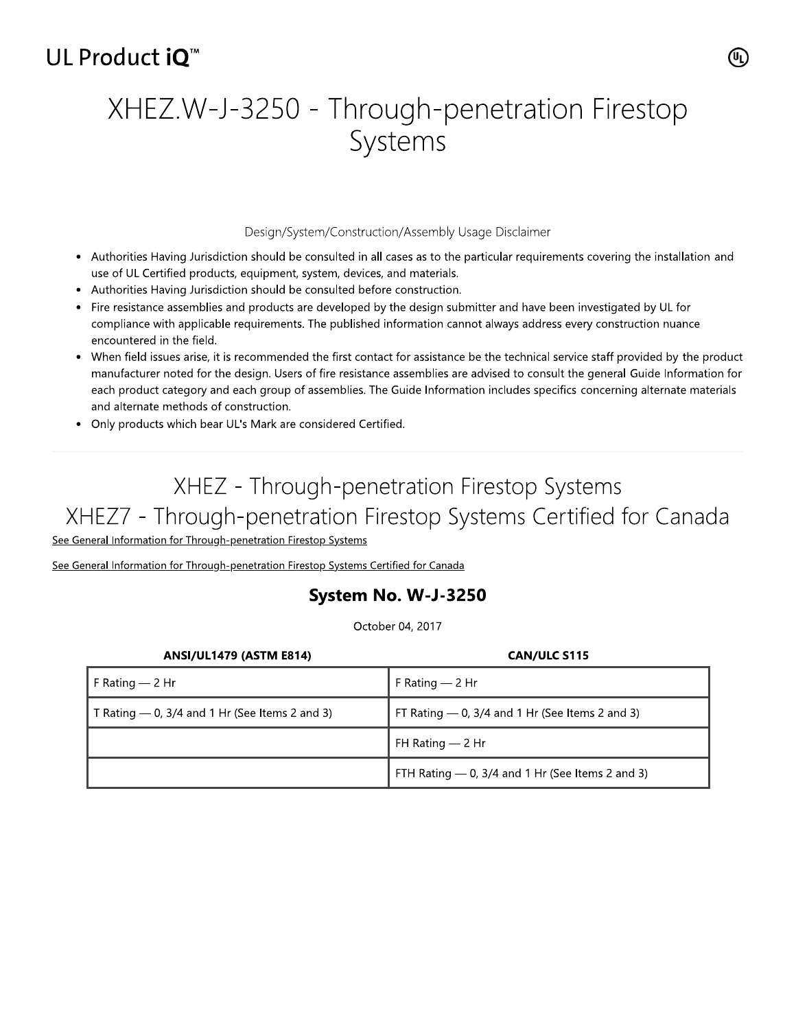UL Product iQ™

# XHEZ.W-J-3250 - Through-penetration Firestop Systems

Design/System/Construction/Assembly Usage Disclaimer

- Authorities Having Jurisdiction should be consulted in all cases as to the particular requirements covering the installation and use of UL Certified products, equipment, system, devices, and materials.
- Authorities Having Jurisdiction should be consulted before construction.
- Fire resistance assemblies and products are developed by the design submitter and have been investigated by UL for compliance with applicable requirements. The published information cannot always address every construction nuance encountered in the field.
- When field issues arise, it is recommended the first contact for assistance be the technical service staff provided by the product manufacturer noted for the design. Users of fire resistance assemblies are advised to consult the general Guide Information for each product category and each group of assemblies. The Guide Information includes specifics concerning alternate materials and alternate methods of construction.
- Only products which bear UL's Mark are considered Certified.

## XHEZ - Through-penetration Firestop Systems

## XHEZ7 - Through-penetration Firestop Systems Certified for Canada

See General Information for Through-penetration Firestop Systems

See General Information for Through-penetration Firestop Systems Certified for Canada

### System No. W-J-3250

October 04, 2017

| ANSI/UL1479 (ASTM E814) | CAN/ULC S115 |
|---|---|
| F Rating — 2 Hr | F Rating — 2 Hr |
| T Rating — 0, 3/4 and 1 Hr (See Items 2 and 3) | FT Rating — 0, 3/4 and 1 Hr (See Items 2 and 3) |
| | FH Rating — 2 Hr |
| | FTH Rating — 0, 3/4 and 1 Hr (See Items 2 and 3) |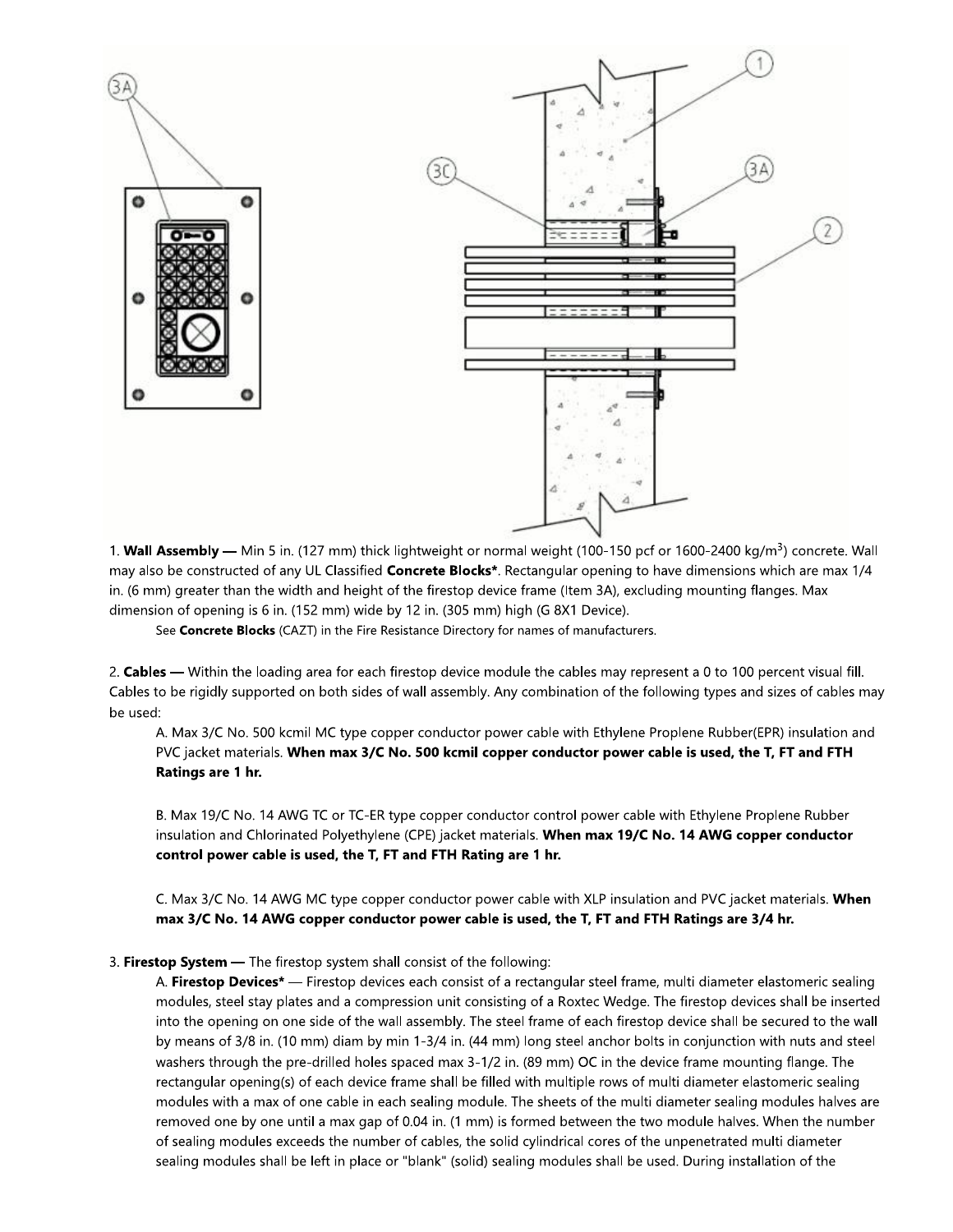1. **Wall Assembly —** Min 5 in. (127 mm) thick lightweight or normal weight (100-150 pcf or 1600-2400 kg/m$^3$) concrete. Wall may also be constructed of any UL Classified **Concrete Blocks***. Rectangular opening to have dimensions which are max 1/4 in. (6 mm) greater than the width and height of the firestop device frame (Item 3A), excluding mounting flanges. Max dimension of opening is 6 in. (152 mm) wide by 12 in. (305 mm) high (G 8X1 Device).

   See **Concrete Blocks** (CAZT) in the Fire Resistance Directory for names of manufacturers.

2. **Cables —** Within the loading area for each firestop device module the cables may represent a 0 to 100 percent visual fill. Cables to be rigidly supported on both sides of wall assembly. Any combination of the following types and sizes of cables may be used:

   A. Max 3/C No. 500 kcmil MC type copper conductor power cable with Ethylene Proplene Rubber(EPR) insulation and PVC jacket materials. **When max 3/C No. 500 kcmil copper conductor power cable is used, the T, FT and FTH Ratings are 1 hr.**

   B. Max 19/C No. 14 AWG TC or TC-ER type copper conductor control power cable with Ethylene Proplene Rubber insulation and Chlorinated Polyethylene (CPE) jacket materials. **When max 19/C No. 14 AWG copper conductor control power cable is used, the T, FT and FTH Rating are 1 hr.**

   C. Max 3/C No. 14 AWG MC type copper conductor power cable with XLP insulation and PVC jacket materials. **When max 3/C No. 14 AWG copper conductor power cable is used, the T, FT and FTH Ratings are 3/4 hr.**

3. **Firestop System —** The firestop system shall consist of the following:

   A. **Firestop Devices*** — Firestop devices each consist of a rectangular steel frame, multi diameter elastomeric sealing modules, steel stay plates and a compression unit consisting of a Roxtec Wedge. The firestop devices shall be inserted into the opening on one side of the wall assembly. The steel frame of each firestop device shall be secured to the wall by means of 3/8 in. (10 mm) diam by min 1-3/4 in. (44 mm) long steel anchor bolts in conjunction with nuts and steel washers through the pre-drilled holes spaced max 3-1/2 in. (89 mm) OC in the device frame mounting flange. The rectangular opening(s) of each device frame shall be filled with multiple rows of multi diameter elastomeric sealing modules with a max of one cable in each sealing module. The sheets of the multi diameter sealing modules halves are removed one by one until a max gap of 0.04 in. (1 mm) is formed between the two module halves. When the number of sealing modules exceeds the number of cables, the solid cylindrical cores of the unpenetrated multi diameter sealing modules shall be left in place or "blank" (solid) sealing modules shall be used. During installation of the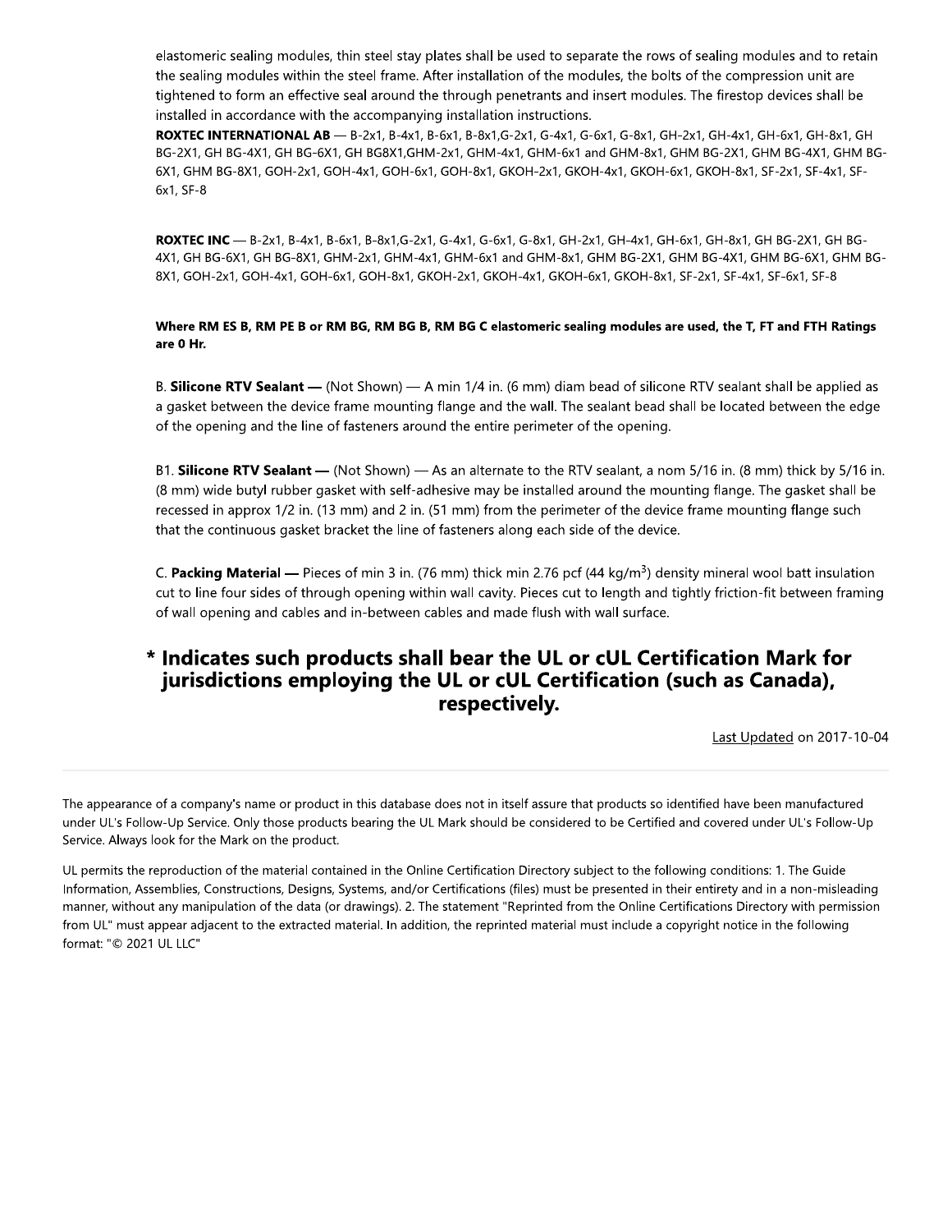elastomeric sealing modules, thin steel stay plates shall be used to separate the rows of sealing modules and to retain the sealing modules within the steel frame. After installation of the modules, the bolts of the compression unit are tightened to form an effective seal around the through penetrants and insert modules. The firestop devices shall be installed in accordance with the accompanying installation instructions.

**ROXTEC INTERNATIONAL AB** — B-2x1, B-4x1, B-6x1, B-8x1,G-2x1, G-4x1, G-6x1, G-8x1, GH-2x1, GH-4x1, GH-6x1, GH-8x1, GH BG-2X1, GH BG-4X1, GH BG-6X1, GH BG8X1,GHM-2x1, GHM-4x1, GHM-6x1 and GHM-8x1, GHM BG-2X1, GHM BG-4X1, GHM BG-6X1, GHM BG-8X1, GOH-2x1, GOH-4x1, GOH-6x1, GOH-8x1, GKOH-2x1, GKOH-4x1, GKOH-6x1, GKOH-8x1, SF-2x1, SF-4x1, SF-6x1, SF-8

**ROXTEC INC** — B-2x1, B-4x1, B-6x1, B-8x1,G-2x1, G-4x1, G-6x1, G-8x1, GH-2x1, GH-4x1, GH-6x1, GH-8x1, GH BG-2X1, GH BG-4X1, GH BG-6X1, GH BG-8X1, GHM-2x1, GHM-4x1, GHM-6x1 and GHM-8x1, GHM BG-2X1, GHM BG-4X1, GHM BG-6X1, GHM BG-8X1, GOH-2x1, GOH-4x1, GOH-6x1, GOH-8x1, GKOH-2x1, GKOH-4x1, GKOH-6x1, GKOH-8x1, SF-2x1, SF-4x1, SF-6x1, SF-8

**Where RM ES B, RM PE B or RM BG, RM BG B, RM BG C elastomeric sealing modules are used, the T, FT and FTH Ratings are 0 Hr.**

B. **Silicone RTV Sealant —** (Not Shown) — A min 1/4 in. (6 mm) diam bead of silicone RTV sealant shall be applied as a gasket between the device frame mounting flange and the wall. The sealant bead shall be located between the edge of the opening and the line of fasteners around the entire perimeter of the opening.

B1. **Silicone RTV Sealant —** (Not Shown) — As an alternate to the RTV sealant, a nom 5/16 in. (8 mm) thick by 5/16 in. (8 mm) wide butyl rubber gasket with self-adhesive may be installed around the mounting flange. The gasket shall be recessed in approx 1/2 in. (13 mm) and 2 in. (51 mm) from the perimeter of the device frame mounting flange such that the continuous gasket bracket the line of fasteners along each side of the device.

C. **Packing Material —** Pieces of min 3 in. (76 mm) thick min 2.76 pcf (44 kg/m$^3$) density mineral wool batt insulation cut to line four sides of through opening within wall cavity. Pieces cut to length and tightly friction-fit between framing of wall opening and cables and in-between cables and made flush with wall surface.

## * Indicates such products shall bear the UL or cUL Certification Mark for jurisdictions employing the UL or cUL Certification (such as Canada), respectively.

Last Updated on 2017-10-04

The appearance of a company's name or product in this database does not in itself assure that products so identified have been manufactured under UL's Follow-Up Service. Only those products bearing the UL Mark should be considered to be Certified and covered under UL's Follow-Up Service. Always look for the Mark on the product.

UL permits the reproduction of the material contained in the Online Certification Directory subject to the following conditions: 1. The Guide Information, Assemblies, Constructions, Designs, Systems, and/or Certifications (files) must be presented in their entirety and in a non-misleading manner, without any manipulation of the data (or drawings). 2. The statement "Reprinted from the Online Certifications Directory with permission from UL" must appear adjacent to the extracted material. In addition, the reprinted material must include a copyright notice in the following format: "© 2021 UL LLC"